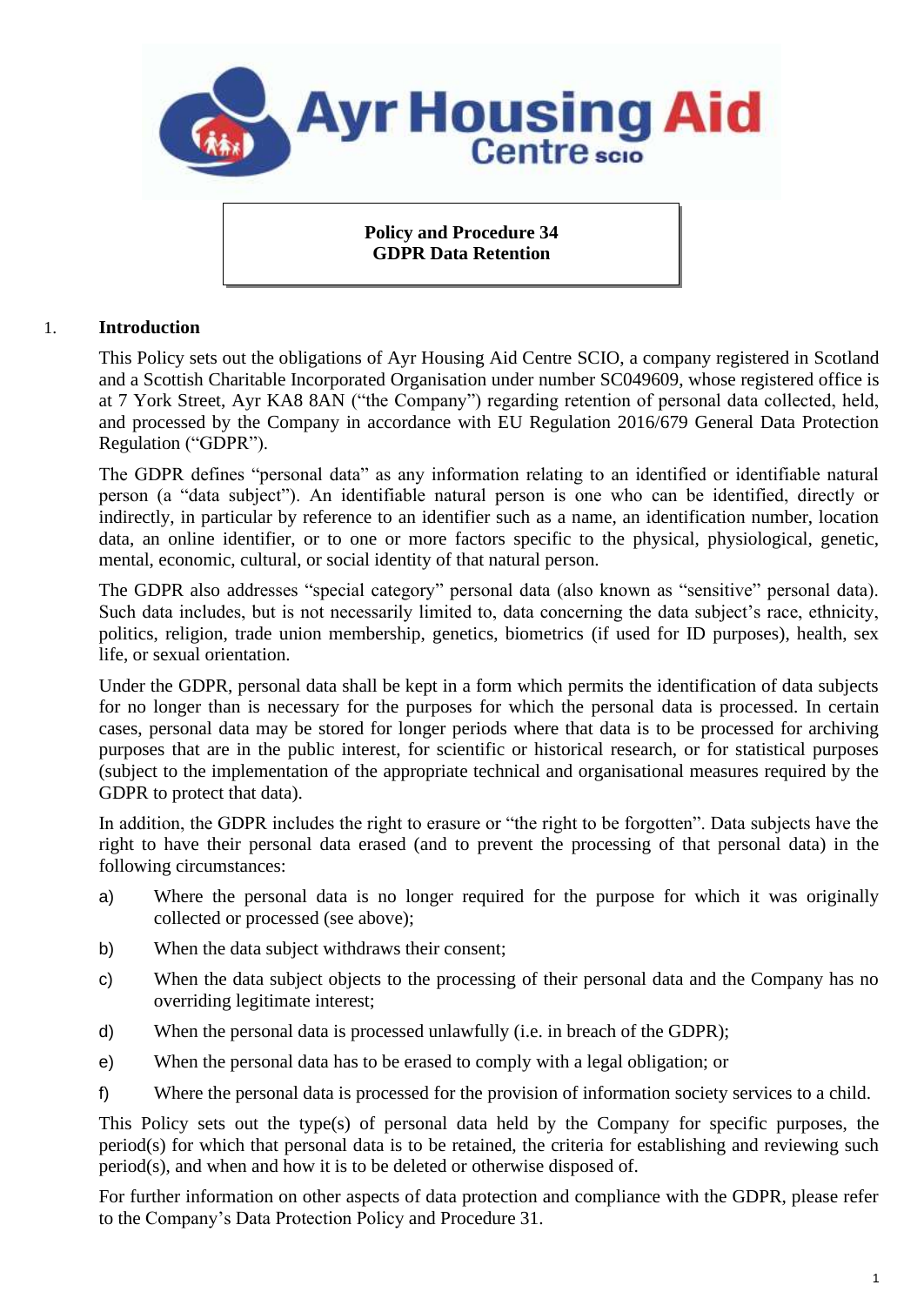**Ayr Housing Aid Centre SCIO**

**Policy and Procedure 34**
**GDPR Data Retention**

## 1. Introduction

This Policy sets out the obligations of Ayr Housing Aid Centre SCIO, a company registered in Scotland and a Scottish Charitable Incorporated Organisation under number SC049609, whose registered office is at 7 York Street, Ayr KA8 8AN ("the Company") regarding retention of personal data collected, held, and processed by the Company in accordance with EU Regulation 2016/679 General Data Protection Regulation ("GDPR").

The GDPR defines "personal data" as any information relating to an identified or identifiable natural person (a "data subject"). An identifiable natural person is one who can be identified, directly or indirectly, in particular by reference to an identifier such as a name, an identification number, location data, an online identifier, or to one or more factors specific to the physical, physiological, genetic, mental, economic, cultural, or social identity of that natural person.

The GDPR also addresses "special category" personal data (also known as "sensitive" personal data). Such data includes, but is not necessarily limited to, data concerning the data subject's race, ethnicity, politics, religion, trade union membership, genetics, biometrics (if used for ID purposes), health, sex life, or sexual orientation.

Under the GDPR, personal data shall be kept in a form which permits the identification of data subjects for no longer than is necessary for the purposes for which the personal data is processed. In certain cases, personal data may be stored for longer periods where that data is to be processed for archiving purposes that are in the public interest, for scientific or historical research, or for statistical purposes (subject to the implementation of the appropriate technical and organisational measures required by the GDPR to protect that data).

In addition, the GDPR includes the right to erasure or "the right to be forgotten". Data subjects have the right to have their personal data erased (and to prevent the processing of that personal data) in the following circumstances:

a) Where the personal data is no longer required for the purpose for which it was originally collected or processed (see above);

b) When the data subject withdraws their consent;

c) When the data subject objects to the processing of their personal data and the Company has no overriding legitimate interest;

d) When the personal data is processed unlawfully (i.e. in breach of the GDPR);

e) When the personal data has to be erased to comply with a legal obligation; or

f) Where the personal data is processed for the provision of information society services to a child.

This Policy sets out the type(s) of personal data held by the Company for specific purposes, the period(s) for which that personal data is to be retained, the criteria for establishing and reviewing such period(s), and when and how it is to be deleted or otherwise disposed of.

For further information on other aspects of data protection and compliance with the GDPR, please refer to the Company's Data Protection Policy and Procedure 31.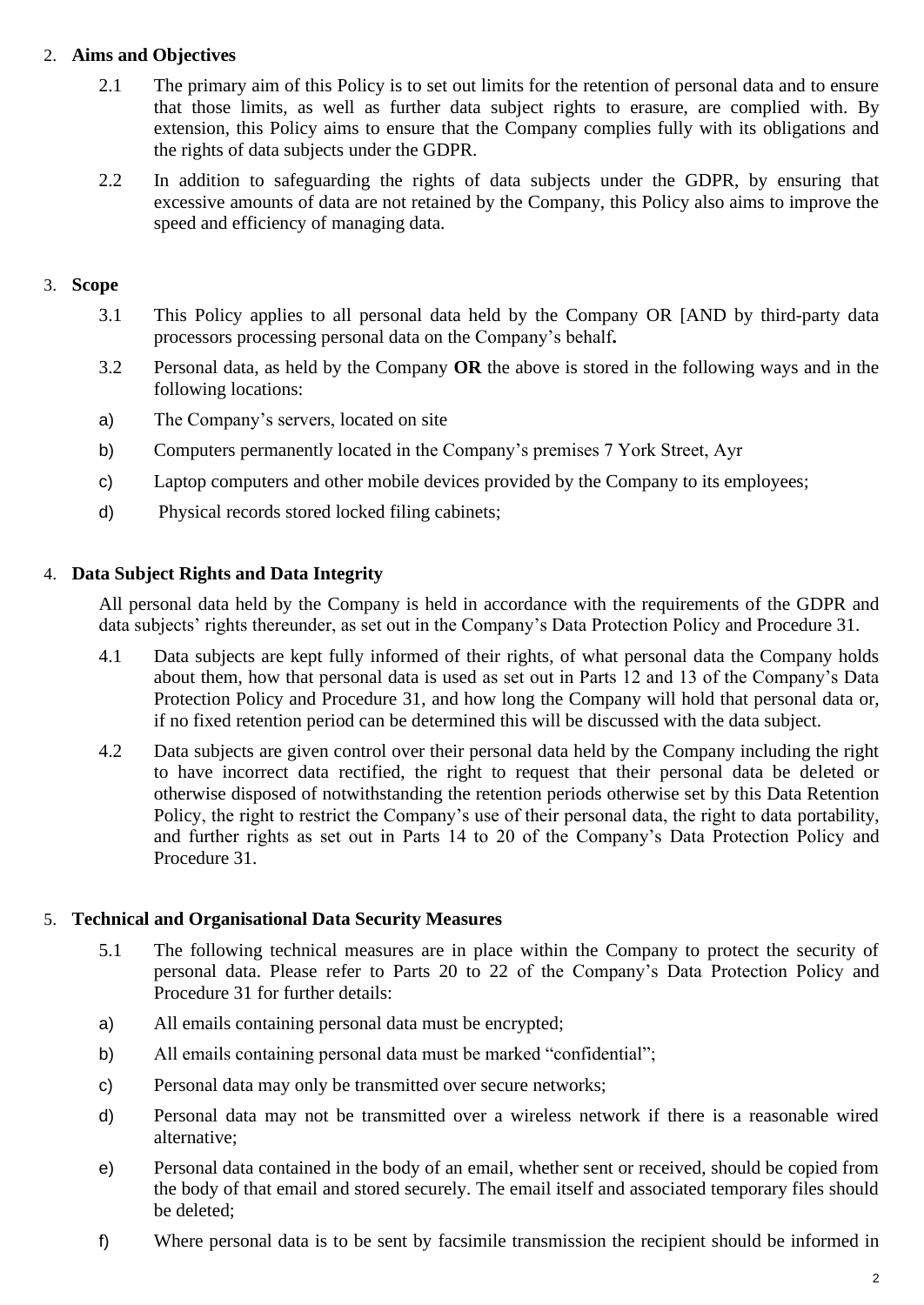2. **Aims and Objectives**

    2.1 The primary aim of this Policy is to set out limits for the retention of personal data and to ensure that those limits, as well as further data subject rights to erasure, are complied with. By extension, this Policy aims to ensure that the Company complies fully with its obligations and the rights of data subjects under the GDPR.

    2.2 In addition to safeguarding the rights of data subjects under the GDPR, by ensuring that excessive amounts of data are not retained by the Company, this Policy also aims to improve the speed and efficiency of managing data.

3. **Scope**

    3.1 This Policy applies to all personal data held by the Company OR [AND by third-party data processors processing personal data on the Company's behalf**.**

    3.2 Personal data, as held by the Company **OR** the above is stored in the following ways and in the following locations:

    a) The Company's servers, located on site

    b) Computers permanently located in the Company's premises 7 York Street, Ayr

    c) Laptop computers and other mobile devices provided by the Company to its employees;

    d) Physical records stored locked filing cabinets;

4. **Data Subject Rights and Data Integrity**

    All personal data held by the Company is held in accordance with the requirements of the GDPR and data subjects' rights thereunder, as set out in the Company's Data Protection Policy and Procedure 31.

    4.1 Data subjects are kept fully informed of their rights, of what personal data the Company holds about them, how that personal data is used as set out in Parts 12 and 13 of the Company's Data Protection Policy and Procedure 31, and how long the Company will hold that personal data or, if no fixed retention period can be determined this will be discussed with the data subject.

    4.2 Data subjects are given control over their personal data held by the Company including the right to have incorrect data rectified, the right to request that their personal data be deleted or otherwise disposed of notwithstanding the retention periods otherwise set by this Data Retention Policy, the right to restrict the Company's use of their personal data, the right to data portability, and further rights as set out in Parts 14 to 20 of the Company's Data Protection Policy and Procedure 31.

5. **Technical and Organisational Data Security Measures**

    5.1 The following technical measures are in place within the Company to protect the security of personal data. Please refer to Parts 20 to 22 of the Company's Data Protection Policy and Procedure 31 for further details:

    a) All emails containing personal data must be encrypted;

    b) All emails containing personal data must be marked "confidential";

    c) Personal data may only be transmitted over secure networks;

    d) Personal data may not be transmitted over a wireless network if there is a reasonable wired alternative;

    e) Personal data contained in the body of an email, whether sent or received, should be copied from the body of that email and stored securely. The email itself and associated temporary files should be deleted;

    f) Where personal data is to be sent by facsimile transmission the recipient should be informed in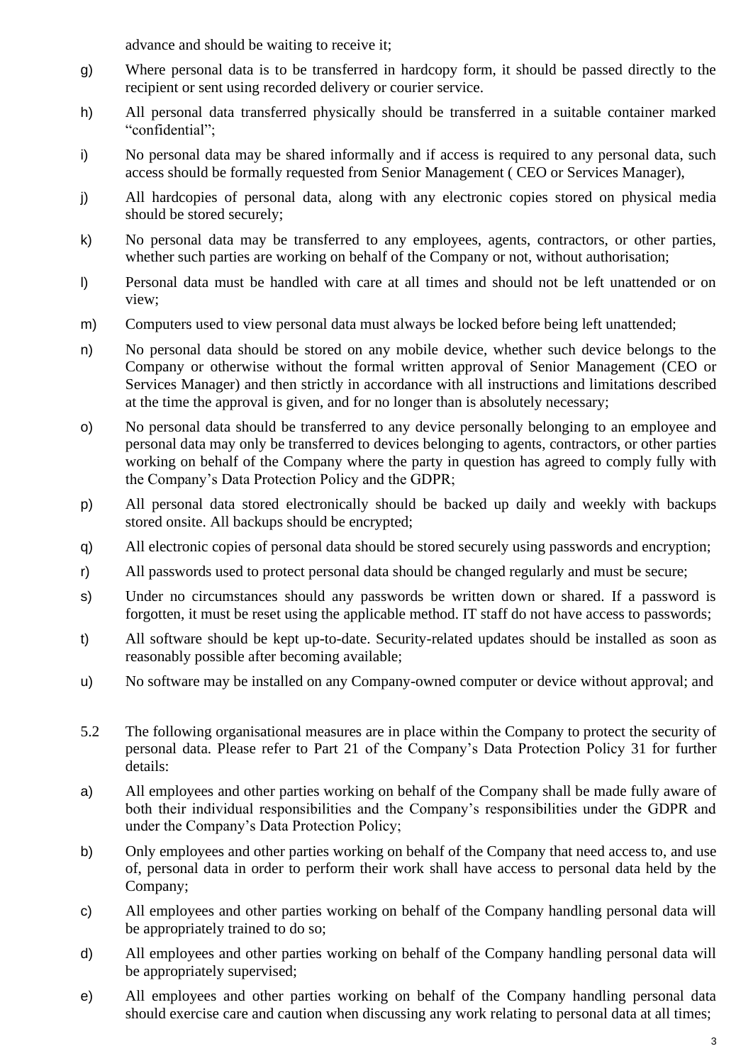advance and should be waiting to receive it;

g) Where personal data is to be transferred in hardcopy form, it should be passed directly to the recipient or sent using recorded delivery or courier service.

h) All personal data transferred physically should be transferred in a suitable container marked "confidential";

i) No personal data may be shared informally and if access is required to any personal data, such access should be formally requested from Senior Management ( CEO or Services Manager),

j) All hardcopies of personal data, along with any electronic copies stored on physical media should be stored securely;

k) No personal data may be transferred to any employees, agents, contractors, or other parties, whether such parties are working on behalf of the Company or not, without authorisation;

l) Personal data must be handled with care at all times and should not be left unattended or on view;

m) Computers used to view personal data must always be locked before being left unattended;

n) No personal data should be stored on any mobile device, whether such device belongs to the Company or otherwise without the formal written approval of Senior Management (CEO or Services Manager) and then strictly in accordance with all instructions and limitations described at the time the approval is given, and for no longer than is absolutely necessary;

o) No personal data should be transferred to any device personally belonging to an employee and personal data may only be transferred to devices belonging to agents, contractors, or other parties working on behalf of the Company where the party in question has agreed to comply fully with the Company's Data Protection Policy and the GDPR;

p) All personal data stored electronically should be backed up daily and weekly with backups stored onsite. All backups should be encrypted;

q) All electronic copies of personal data should be stored securely using passwords and encryption;

r) All passwords used to protect personal data should be changed regularly and must be secure;

s) Under no circumstances should any passwords be written down or shared. If a password is forgotten, it must be reset using the applicable method. IT staff do not have access to passwords;

t) All software should be kept up-to-date. Security-related updates should be installed as soon as reasonably possible after becoming available;

u) No software may be installed on any Company-owned computer or device without approval; and

5.2 The following organisational measures are in place within the Company to protect the security of personal data. Please refer to Part 21 of the Company's Data Protection Policy 31 for further details:

a) All employees and other parties working on behalf of the Company shall be made fully aware of both their individual responsibilities and the Company's responsibilities under the GDPR and under the Company's Data Protection Policy;

b) Only employees and other parties working on behalf of the Company that need access to, and use of, personal data in order to perform their work shall have access to personal data held by the Company;

c) All employees and other parties working on behalf of the Company handling personal data will be appropriately trained to do so;

d) All employees and other parties working on behalf of the Company handling personal data will be appropriately supervised;

e) All employees and other parties working on behalf of the Company handling personal data should exercise care and caution when discussing any work relating to personal data at all times;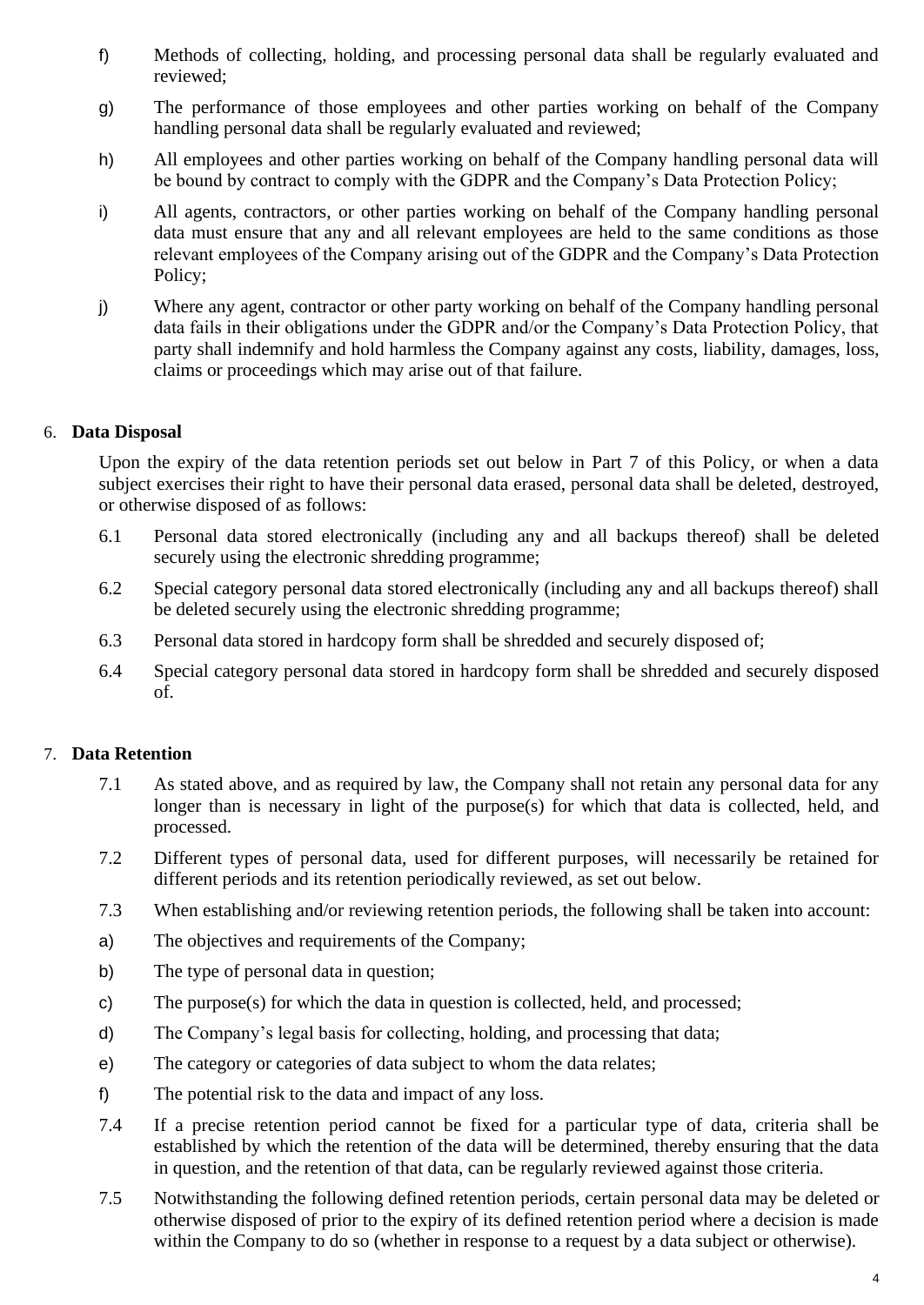f) Methods of collecting, holding, and processing personal data shall be regularly evaluated and reviewed;

g) The performance of those employees and other parties working on behalf of the Company handling personal data shall be regularly evaluated and reviewed;

h) All employees and other parties working on behalf of the Company handling personal data will be bound by contract to comply with the GDPR and the Company's Data Protection Policy;

i) All agents, contractors, or other parties working on behalf of the Company handling personal data must ensure that any and all relevant employees are held to the same conditions as those relevant employees of the Company arising out of the GDPR and the Company's Data Protection Policy;

j) Where any agent, contractor or other party working on behalf of the Company handling personal data fails in their obligations under the GDPR and/or the Company's Data Protection Policy, that party shall indemnify and hold harmless the Company against any costs, liability, damages, loss, claims or proceedings which may arise out of that failure.

## 6. Data Disposal

Upon the expiry of the data retention periods set out below in Part 7 of this Policy, or when a data subject exercises their right to have their personal data erased, personal data shall be deleted, destroyed, or otherwise disposed of as follows:

6.1 Personal data stored electronically (including any and all backups thereof) shall be deleted securely using the electronic shredding programme;

6.2 Special category personal data stored electronically (including any and all backups thereof) shall be deleted securely using the electronic shredding programme;

6.3 Personal data stored in hardcopy form shall be shredded and securely disposed of;

6.4 Special category personal data stored in hardcopy form shall be shredded and securely disposed of.

## 7. Data Retention

7.1 As stated above, and as required by law, the Company shall not retain any personal data for any longer than is necessary in light of the purpose(s) for which that data is collected, held, and processed.

7.2 Different types of personal data, used for different purposes, will necessarily be retained for different periods and its retention periodically reviewed, as set out below.

7.3 When establishing and/or reviewing retention periods, the following shall be taken into account:

a) The objectives and requirements of the Company;

b) The type of personal data in question;

c) The purpose(s) for which the data in question is collected, held, and processed;

d) The Company's legal basis for collecting, holding, and processing that data;

e) The category or categories of data subject to whom the data relates;

f) The potential risk to the data and impact of any loss.

7.4 If a precise retention period cannot be fixed for a particular type of data, criteria shall be established by which the retention of the data will be determined, thereby ensuring that the data in question, and the retention of that data, can be regularly reviewed against those criteria.

7.5 Notwithstanding the following defined retention periods, certain personal data may be deleted or otherwise disposed of prior to the expiry of its defined retention period where a decision is made within the Company to do so (whether in response to a request by a data subject or otherwise).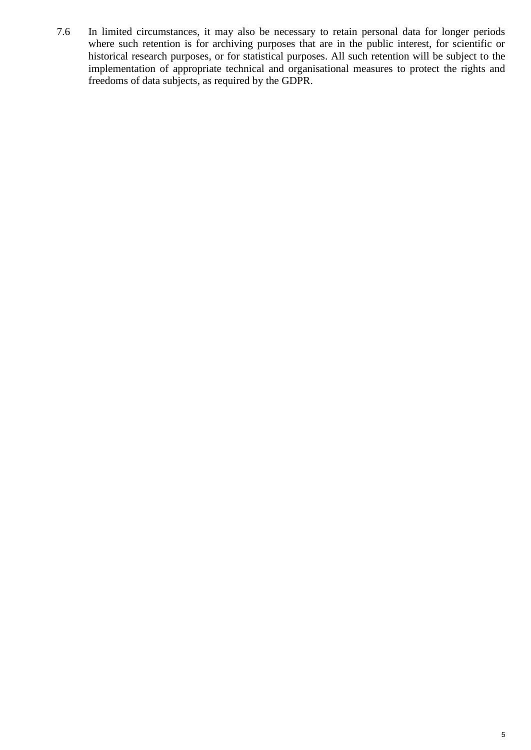7.6 In limited circumstances, it may also be necessary to retain personal data for longer periods where such retention is for archiving purposes that are in the public interest, for scientific or historical research purposes, or for statistical purposes. All such retention will be subject to the implementation of appropriate technical and organisational measures to protect the rights and freedoms of data subjects, as required by the GDPR.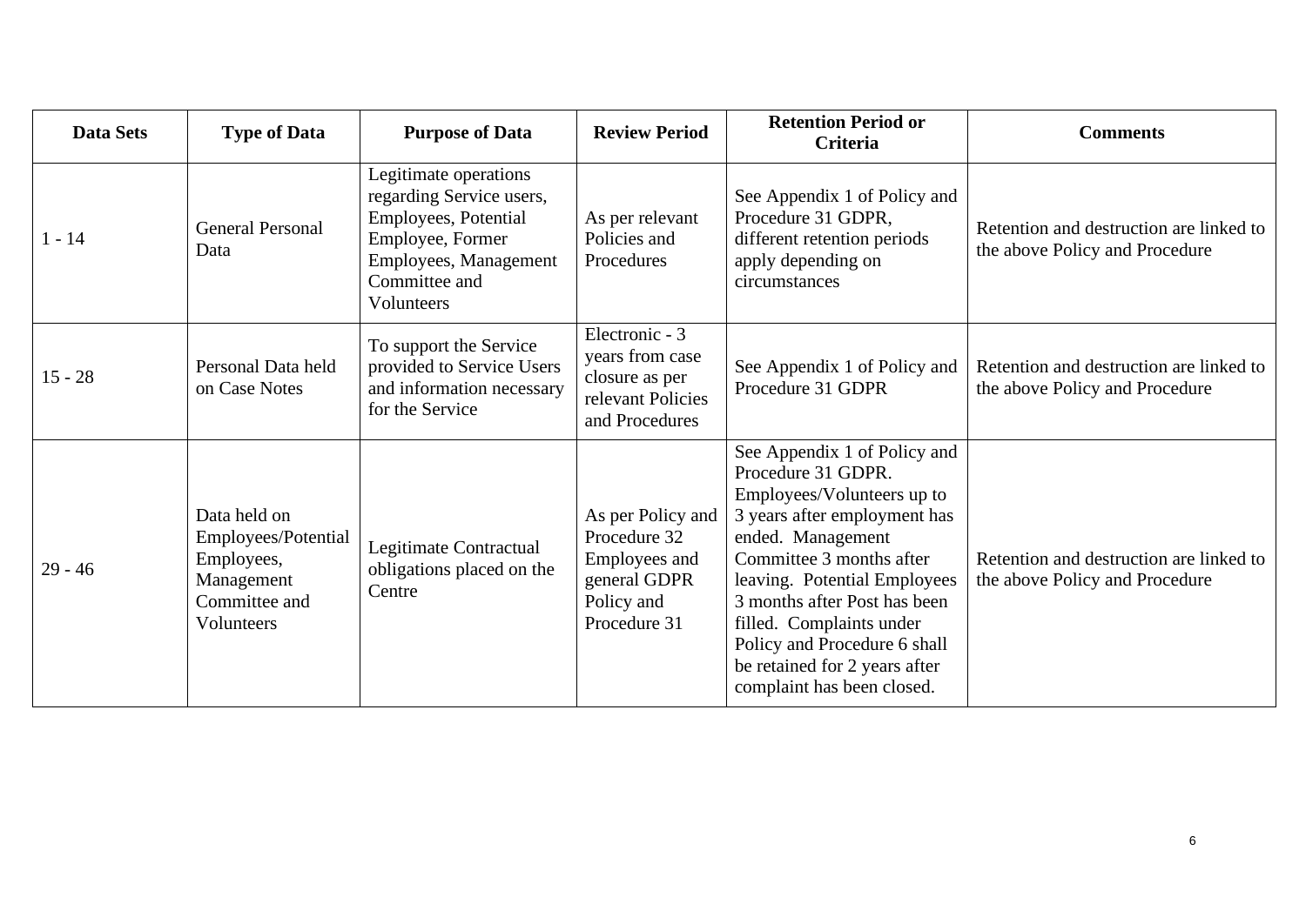| Data Sets | Type of Data | Purpose of Data | Review Period | Retention Period or Criteria | Comments |
|---|---|---|---|---|---|
| 1 - 14 | General Personal Data | Legitimate operations regarding Service users, Employees, Potential Employee, Former Employees, Management Committee and Volunteers | As per relevant Policies and Procedures | See Appendix 1 of Policy and Procedure 31 GDPR, different retention periods apply depending on circumstances | Retention and destruction are linked to the above Policy and Procedure |
| 15 - 28 | Personal Data held on Case Notes | To support the Service provided to Service Users and information necessary for the Service | Electronic - 3 years from case closure as per relevant Policies and Procedures | See Appendix 1 of Policy and Procedure 31 GDPR | Retention and destruction are linked to the above Policy and Procedure |
| 29 - 46 | Data held on Employees/Potential Employees, Management Committee and Volunteers | Legitimate Contractual obligations placed on the Centre | As per Policy and Procedure 32 Employees and general GDPR Policy and Procedure 31 | See Appendix 1 of Policy and Procedure 31 GDPR. Employees/Volunteers up to 3 years after employment has ended. Management Committee 3 months after leaving. Potential Employees 3 months after Post has been filled. Complaints under Policy and Procedure 6 shall be retained for 2 years after complaint has been closed. | Retention and destruction are linked to the above Policy and Procedure |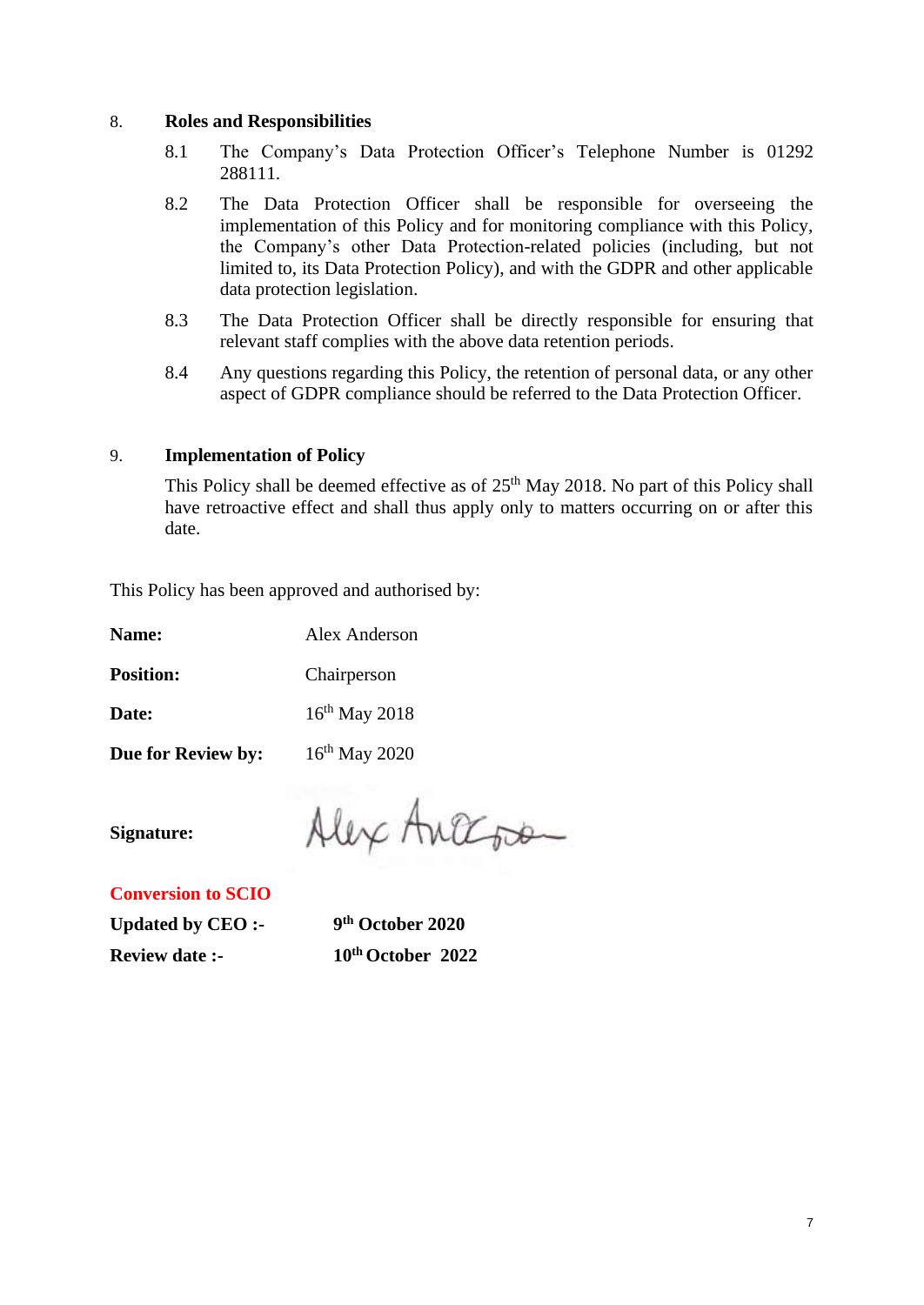## 8. Roles and Responsibilities

8.1 The Company's Data Protection Officer's Telephone Number is 01292 288111.

8.2 The Data Protection Officer shall be responsible for overseeing the implementation of this Policy and for monitoring compliance with this Policy, the Company's other Data Protection-related policies (including, but not limited to, its Data Protection Policy), and with the GDPR and other applicable data protection legislation.

8.3 The Data Protection Officer shall be directly responsible for ensuring that relevant staff complies with the above data retention periods.

8.4 Any questions regarding this Policy, the retention of personal data, or any other aspect of GDPR compliance should be referred to the Data Protection Officer.

## 9. Implementation of Policy

This Policy shall be deemed effective as of 25th May 2018. No part of this Policy shall have retroactive effect and shall thus apply only to matters occurring on or after this date.

This Policy has been approved and authorised by:

| | |
|---|---|
| **Name:** | Alex Anderson |
| **Position:** | Chairperson |
| **Date:** | 16th May 2018 |
| **Due for Review by:** | 16th May 2020 |
| **Signature:** | Alex Anderson |

**Conversion to SCIO**

| | |
|---|---|
| **Updated by CEO :-** | **9th October 2020** |
| **Review date :-** | **10th October 2022** |